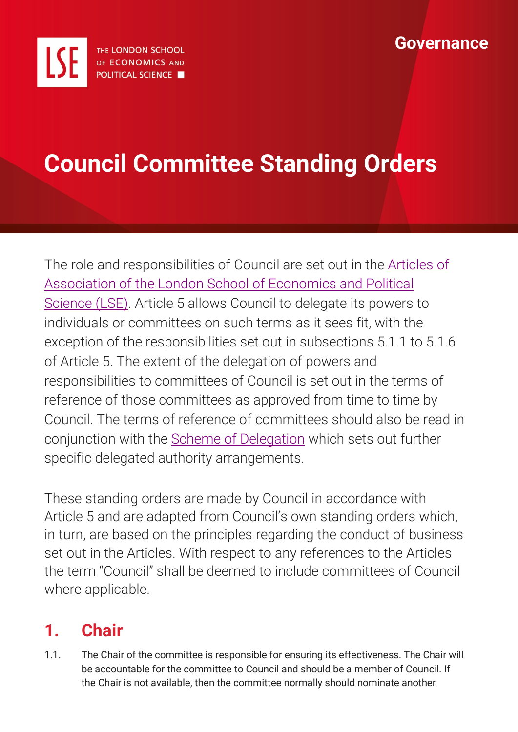THE LONDON SCHOOL OF ECONOMICS AND POLITICAL SCIENCE

Governance

# Council Committee Standing Orders

The role and responsibilities of Council are set out in the Articles of Association of the London School of Economics and Political Science (LSE). Article 5 allows Council to delegate its powers to individuals or committees on such terms as it sees fit, with the exception of the responsibilities set out in subsections 5.1.1 to 5.1.6 of Article 5. The extent of the delegation of powers and responsibilities to committees of Council is set out in the terms of reference of those committees as approved from time to time by Council. The terms of reference of committees should also be read in conjunction with the Scheme of Delegation which sets out further specific delegated authority arrangements.

These standing orders are made by Council in accordance with Article 5 and are adapted from Council's own standing orders which, in turn, are based on the principles regarding the conduct of business set out in the Articles. With respect to any references to the Articles the term "Council" shall be deemed to include committees of Council where applicable.

## 1. Chair

1.1. The Chair of the committee is responsible for ensuring its effectiveness. The Chair will be accountable for the committee to Council and should be a member of Council. If the Chair is not available, then the committee normally should nominate another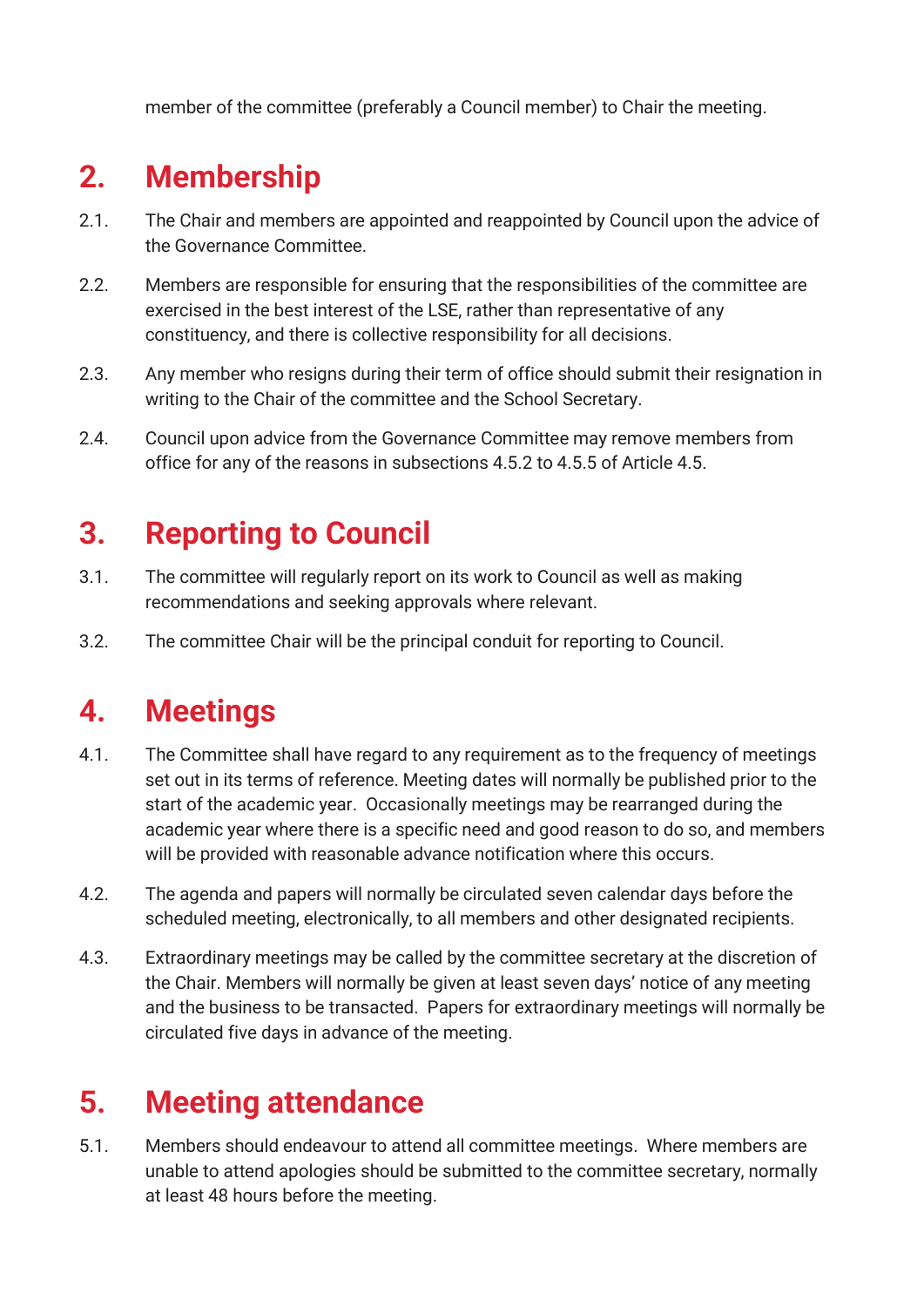member of the committee (preferably a Council member) to Chair the meeting.

## 2. Membership

2.1. The Chair and members are appointed and reappointed by Council upon the advice of the Governance Committee.

2.2. Members are responsible for ensuring that the responsibilities of the committee are exercised in the best interest of the LSE, rather than representative of any constituency, and there is collective responsibility for all decisions.

2.3. Any member who resigns during their term of office should submit their resignation in writing to the Chair of the committee and the School Secretary.

2.4. Council upon advice from the Governance Committee may remove members from office for any of the reasons in subsections 4.5.2 to 4.5.5 of Article 4.5.

## 3. Reporting to Council

3.1. The committee will regularly report on its work to Council as well as making recommendations and seeking approvals where relevant.

3.2. The committee Chair will be the principal conduit for reporting to Council.

## 4. Meetings

4.1. The Committee shall have regard to any requirement as to the frequency of meetings set out in its terms of reference. Meeting dates will normally be published prior to the start of the academic year. Occasionally meetings may be rearranged during the academic year where there is a specific need and good reason to do so, and members will be provided with reasonable advance notification where this occurs.

4.2. The agenda and papers will normally be circulated seven calendar days before the scheduled meeting, electronically, to all members and other designated recipients.

4.3. Extraordinary meetings may be called by the committee secretary at the discretion of the Chair. Members will normally be given at least seven days' notice of any meeting and the business to be transacted. Papers for extraordinary meetings will normally be circulated five days in advance of the meeting.

## 5. Meeting attendance

5.1. Members should endeavour to attend all committee meetings. Where members are unable to attend apologies should be submitted to the committee secretary, normally at least 48 hours before the meeting.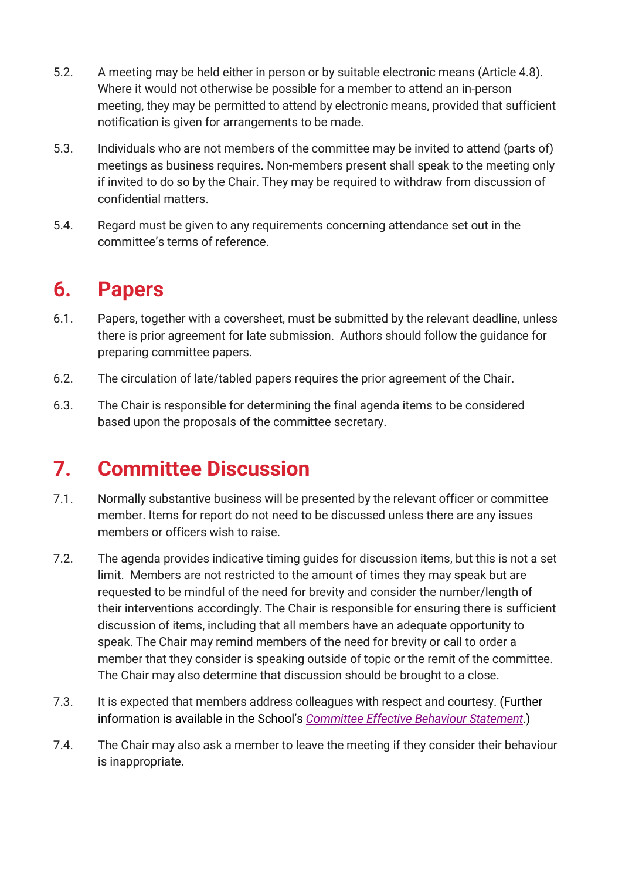5.2. A meeting may be held either in person or by suitable electronic means (Article 4.8). Where it would not otherwise be possible for a member to attend an in-person meeting, they may be permitted to attend by electronic means, provided that sufficient notification is given for arrangements to be made.

5.3. Individuals who are not members of the committee may be invited to attend (parts of) meetings as business requires. Non-members present shall speak to the meeting only if invited to do so by the Chair. They may be required to withdraw from discussion of confidential matters.

5.4. Regard must be given to any requirements concerning attendance set out in the committee's terms of reference.

# 6. Papers

6.1. Papers, together with a coversheet, must be submitted by the relevant deadline, unless there is prior agreement for late submission. Authors should follow the guidance for preparing committee papers.

6.2. The circulation of late/tabled papers requires the prior agreement of the Chair.

6.3. The Chair is responsible for determining the final agenda items to be considered based upon the proposals of the committee secretary.

# 7. Committee Discussion

7.1. Normally substantive business will be presented by the relevant officer or committee member. Items for report do not need to be discussed unless there are any issues members or officers wish to raise.

7.2. The agenda provides indicative timing guides for discussion items, but this is not a set limit. Members are not restricted to the amount of times they may speak but are requested to be mindful of the need for brevity and consider the number/length of their interventions accordingly. The Chair is responsible for ensuring there is sufficient discussion of items, including that all members have an adequate opportunity to speak. The Chair may remind members of the need for brevity or call to order a member that they consider is speaking outside of topic or the remit of the committee. The Chair may also determine that discussion should be brought to a close.

7.3. It is expected that members address colleagues with respect and courtesy. (Further information is available in the School's *Committee Effective Behaviour Statement*.)

7.4. The Chair may also ask a member to leave the meeting if they consider their behaviour is inappropriate.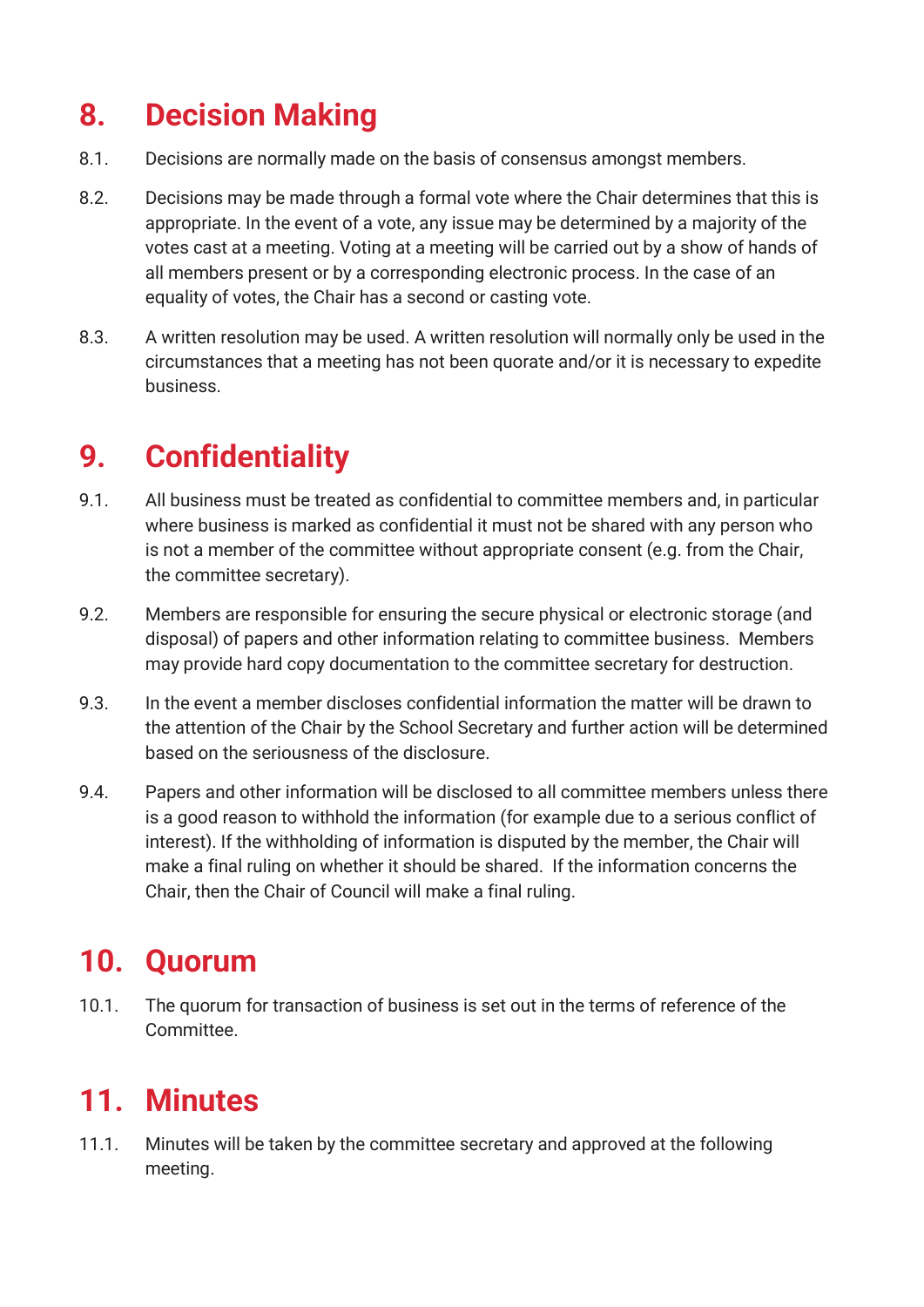## 8. Decision Making

8.1. Decisions are normally made on the basis of consensus amongst members.

8.2. Decisions may be made through a formal vote where the Chair determines that this is appropriate. In the event of a vote, any issue may be determined by a majority of the votes cast at a meeting. Voting at a meeting will be carried out by a show of hands of all members present or by a corresponding electronic process. In the case of an equality of votes, the Chair has a second or casting vote.

8.3. A written resolution may be used. A written resolution will normally only be used in the circumstances that a meeting has not been quorate and/or it is necessary to expedite business.

## 9. Confidentiality

9.1. All business must be treated as confidential to committee members and, in particular where business is marked as confidential it must not be shared with any person who is not a member of the committee without appropriate consent (e.g. from the Chair, the committee secretary).

9.2. Members are responsible for ensuring the secure physical or electronic storage (and disposal) of papers and other information relating to committee business. Members may provide hard copy documentation to the committee secretary for destruction.

9.3. In the event a member discloses confidential information the matter will be drawn to the attention of the Chair by the School Secretary and further action will be determined based on the seriousness of the disclosure.

9.4. Papers and other information will be disclosed to all committee members unless there is a good reason to withhold the information (for example due to a serious conflict of interest). If the withholding of information is disputed by the member, the Chair will make a final ruling on whether it should be shared. If the information concerns the Chair, then the Chair of Council will make a final ruling.

## 10. Quorum

10.1. The quorum for transaction of business is set out in the terms of reference of the Committee.

## 11. Minutes

11.1. Minutes will be taken by the committee secretary and approved at the following meeting.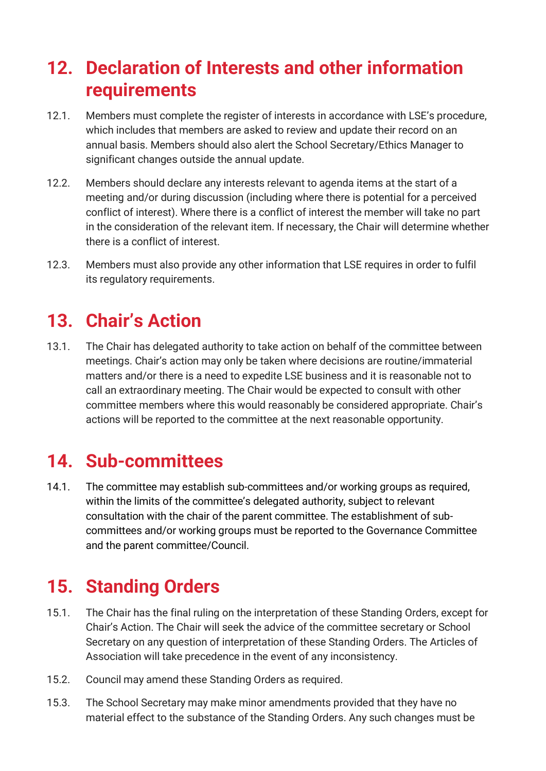## 12. Declaration of Interests and other information requirements

12.1. Members must complete the register of interests in accordance with LSE's procedure, which includes that members are asked to review and update their record on an annual basis. Members should also alert the School Secretary/Ethics Manager to significant changes outside the annual update.

12.2. Members should declare any interests relevant to agenda items at the start of a meeting and/or during discussion (including where there is potential for a perceived conflict of interest). Where there is a conflict of interest the member will take no part in the consideration of the relevant item. If necessary, the Chair will determine whether there is a conflict of interest.

12.3. Members must also provide any other information that LSE requires in order to fulfil its regulatory requirements.

## 13. Chair's Action

13.1. The Chair has delegated authority to take action on behalf of the committee between meetings. Chair's action may only be taken where decisions are routine/immaterial matters and/or there is a need to expedite LSE business and it is reasonable not to call an extraordinary meeting. The Chair would be expected to consult with other committee members where this would reasonably be considered appropriate. Chair's actions will be reported to the committee at the next reasonable opportunity.

## 14. Sub-committees

14.1. The committee may establish sub-committees and/or working groups as required, within the limits of the committee's delegated authority, subject to relevant consultation with the chair of the parent committee. The establishment of sub-committees and/or working groups must be reported to the Governance Committee and the parent committee/Council.

## 15. Standing Orders

15.1. The Chair has the final ruling on the interpretation of these Standing Orders, except for Chair's Action. The Chair will seek the advice of the committee secretary or School Secretary on any question of interpretation of these Standing Orders. The Articles of Association will take precedence in the event of any inconsistency.

15.2. Council may amend these Standing Orders as required.

15.3. The School Secretary may make minor amendments provided that they have no material effect to the substance of the Standing Orders. Any such changes must be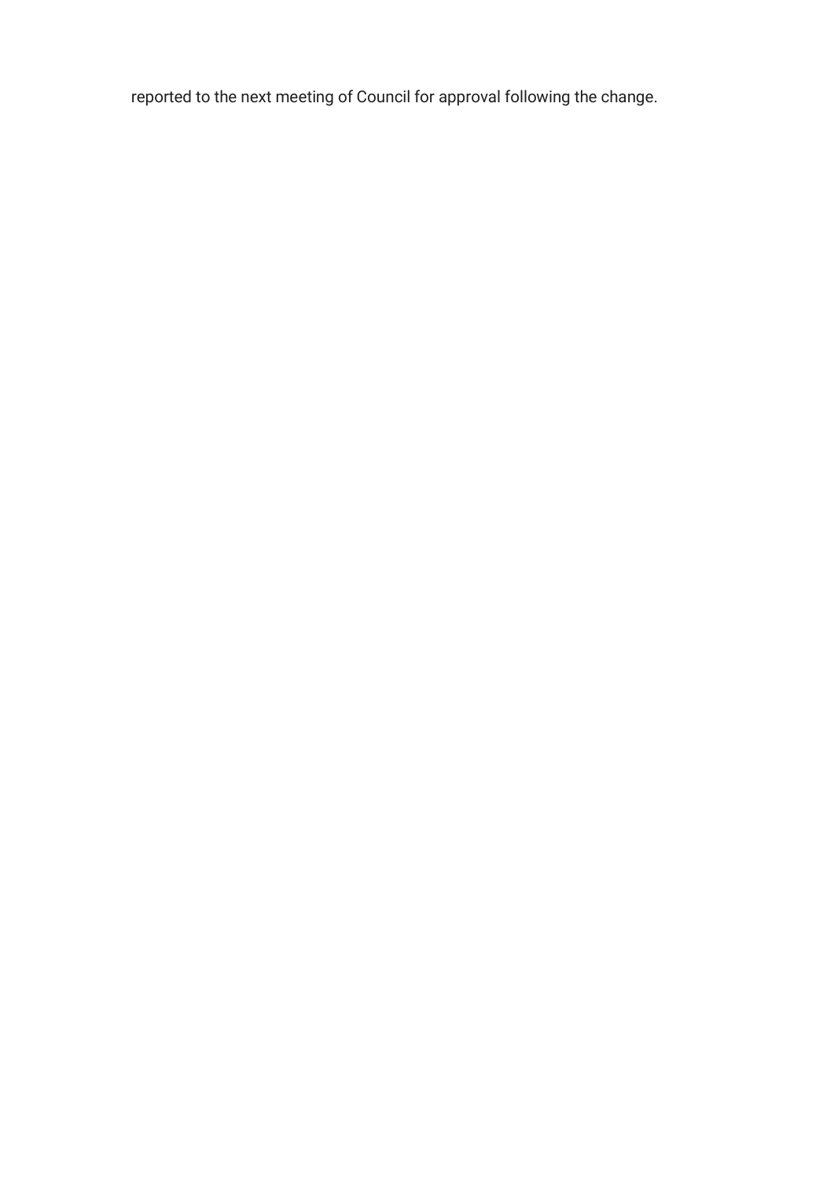reported to the next meeting of Council for approval following the change.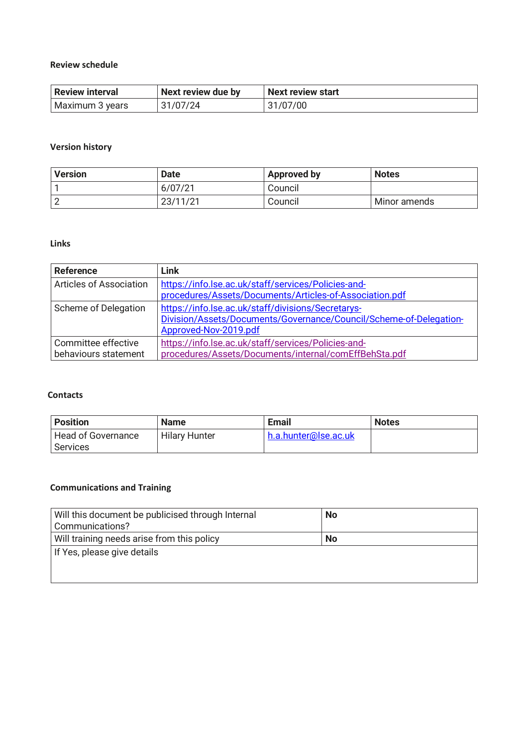**Review schedule**

| Review interval | Next review due by | Next review start |
|---|---|---|
| Maximum 3 years | 31/07/24 | 31/07/00 |

**Version history**

| Version | Date | Approved by | Notes |
|---|---|---|---|
| 1 | 6/07/21 | Council | |
| 2 | 23/11/21 | Council | Minor amends |

**Links**

| Reference | Link |
|---|---|
| Articles of Association | https://info.lse.ac.uk/staff/services/Policies-and-procedures/Assets/Documents/Articles-of-Association.pdf |
| Scheme of Delegation | https://info.lse.ac.uk/staff/divisions/Secretarys-Division/Assets/Documents/Governance/Council/Scheme-of-Delegation-Approved-Nov-2019.pdf |
| Committee effective behaviours statement | https://info.lse.ac.uk/staff/services/Policies-and-procedures/Assets/Documents/internal/comEffBehSta.pdf |

**Contacts**

| Position | Name | Email | Notes |
|---|---|---|---|
| Head of Governance Services | Hilary Hunter | h.a.hunter@lse.ac.uk | |

**Communications and Training**

| | |
|---|---|
| Will this document be publicised through Internal Communications? | **No** |
| Will training needs arise from this policy | **No** |
| If Yes, please give details | |